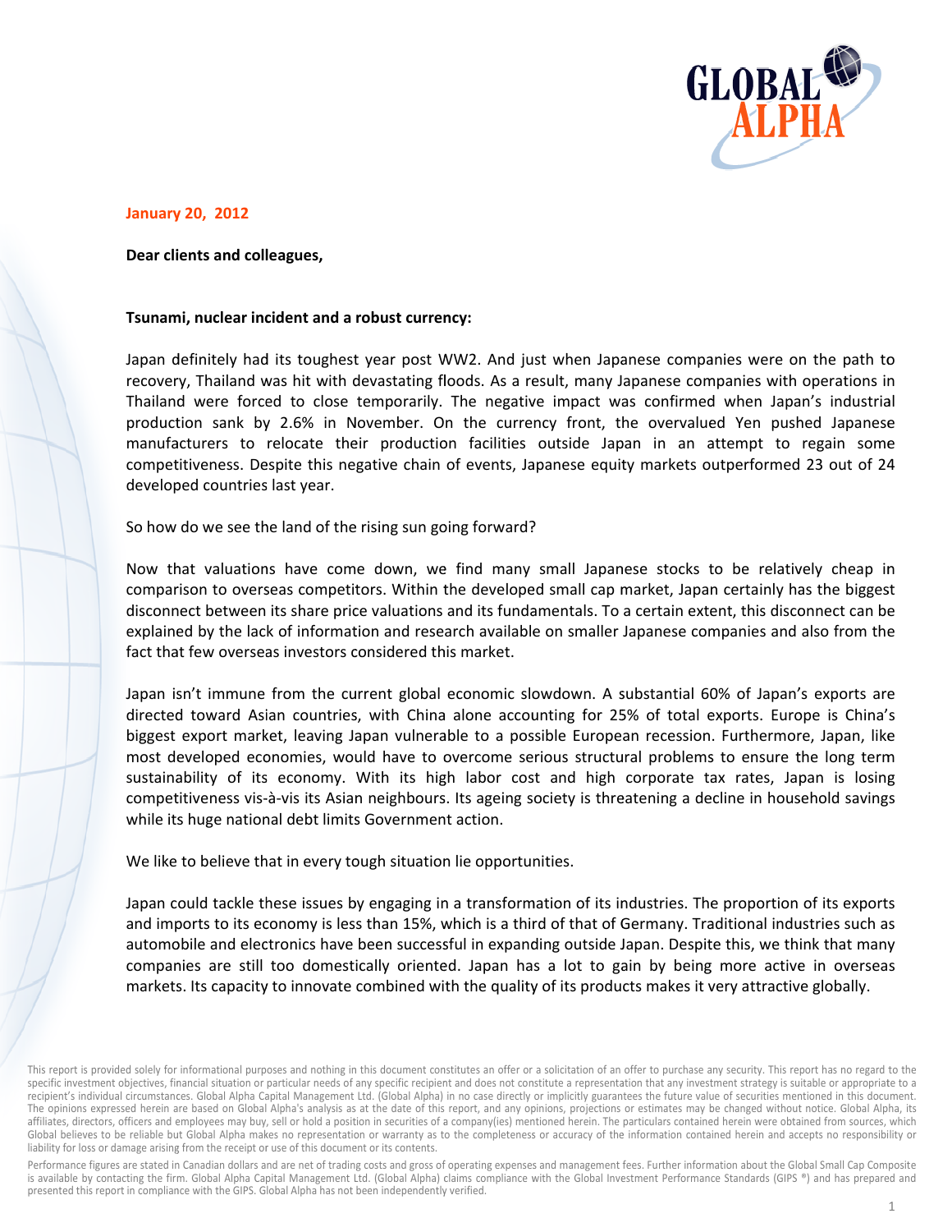**January 20, 2012**

**Dear clients and colleagues,**

**Tsunami, nuclear incident and a robust currency:**

Japan definitely had its toughest year post WW2. And just when Japanese companies were on the path to recovery, Thailand was hit with devastating floods. As a result, many Japanese companies with operations in Thailand were forced to close temporarily. The negative impact was confirmed when Japan's industrial production sank by 2.6% in November. On the currency front, the overvalued Yen pushed Japanese manufacturers to relocate their production facilities outside Japan in an attempt to regain some competitiveness. Despite this negative chain of events, Japanese equity markets outperformed 23 out of 24 developed countries last year.

So how do we see the land of the rising sun going forward?

Now that valuations have come down, we find many small Japanese stocks to be relatively cheap in comparison to overseas competitors. Within the developed small cap market, Japan certainly has the biggest disconnect between its share price valuations and its fundamentals. To a certain extent, this disconnect can be explained by the lack of information and research available on smaller Japanese companies and also from the fact that few overseas investors considered this market.

Japan isn't immune from the current global economic slowdown. A substantial 60% of Japan's exports are directed toward Asian countries, with China alone accounting for 25% of total exports. Europe is China's biggest export market, leaving Japan vulnerable to a possible European recession. Furthermore, Japan, like most developed economies, would have to overcome serious structural problems to ensure the long term sustainability of its economy. With its high labor cost and high corporate tax rates, Japan is losing competitiveness vis-à-vis its Asian neighbours. Its ageing society is threatening a decline in household savings while its huge national debt limits Government action.

We like to believe that in every tough situation lie opportunities.

Japan could tackle these issues by engaging in a transformation of its industries. The proportion of its exports and imports to its economy is less than 15%, which is a third of that of Germany. Traditional industries such as automobile and electronics have been successful in expanding outside Japan. Despite this, we think that many companies are still too domestically oriented. Japan has a lot to gain by being more active in overseas markets. Its capacity to innovate combined with the quality of its products makes it very attractive globally.

This report is provided solely for informational purposes and nothing in this document constitutes an offer or a solicitation of an offer to purchase any security. This report has no regard to the specific investment objectives, financial situation or particular needs of any specific recipient and does not constitute a representation that any investment strategy is suitable or appropriate to a recipient's individual circumstances. Global Alpha Capital Management Ltd. (Global Alpha) in no case directly or implicitly guarantees the future value of securities mentioned in this document. The opinions expressed herein are based on Global Alpha's analysis as at the date of this report, and any opinions, projections or estimates may be changed without notice. Global Alpha, its affiliates, directors, officers and employees may buy, sell or hold a position in securities of a company(ies) mentioned herein. The particulars contained herein were obtained from sources, which Global believes to be reliable but Global Alpha makes no representation or warranty as to the completeness or accuracy of the information contained herein and accepts no responsibility or liability for loss or damage arising from the receipt or use of this document or its contents.

Performance figures are stated in Canadian dollars and are net of trading costs and gross of operating expenses and management fees. Further information about the Global Small Cap Composite is available by contacting the firm. Global Alpha Capital Management Ltd. (Global Alpha) claims compliance with the Global Investment Performance Standards (GIPS ®) and has prepared and presented this report in compliance with the GIPS. Global Alpha has not been independently verified.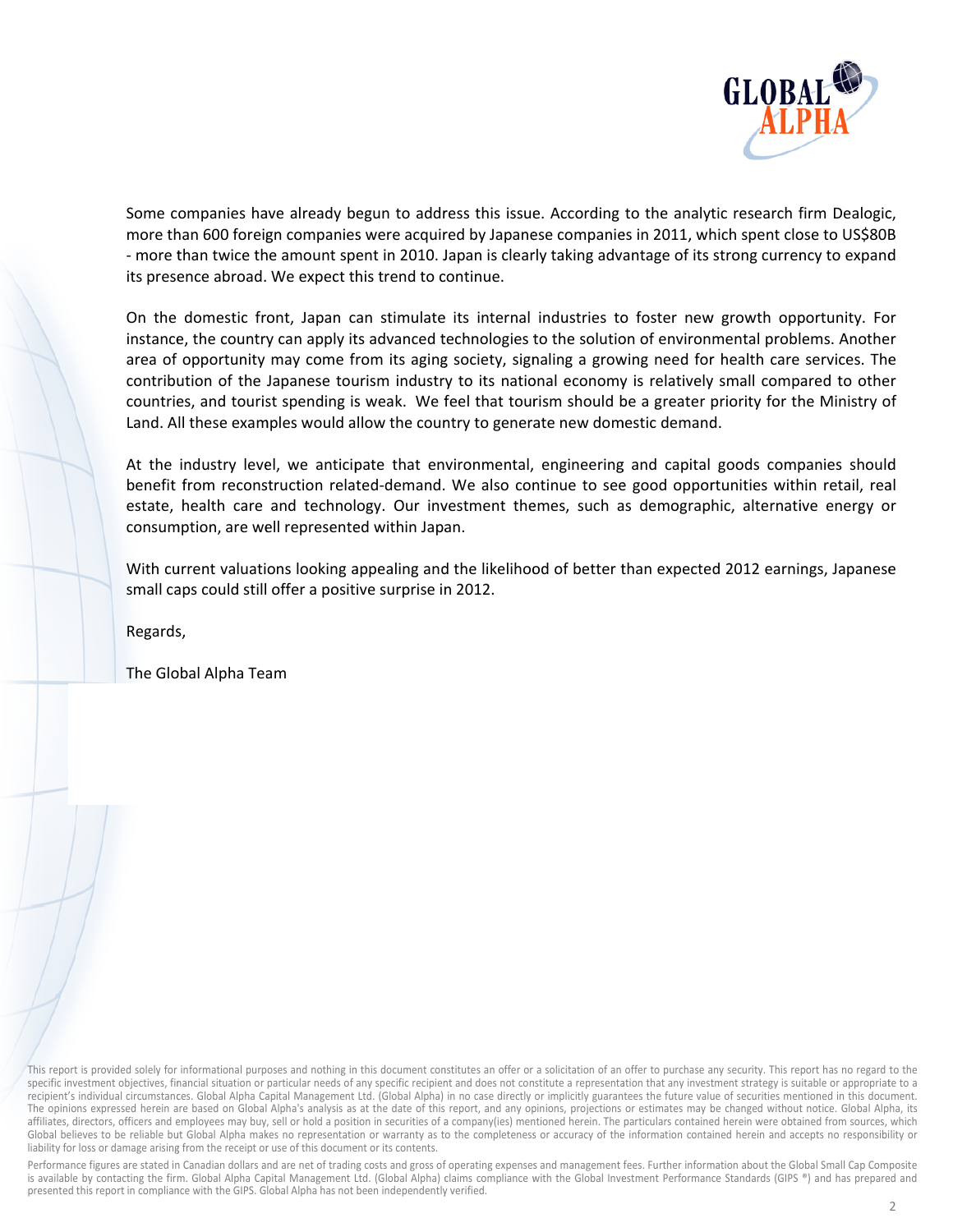Some companies have already begun to address this issue. According to the analytic research firm Dealogic, more than 600 foreign companies were acquired by Japanese companies in 2011, which spent close to US$80B - more than twice the amount spent in 2010. Japan is clearly taking advantage of its strong currency to expand its presence abroad. We expect this trend to continue.

On the domestic front, Japan can stimulate its internal industries to foster new growth opportunity. For instance, the country can apply its advanced technologies to the solution of environmental problems. Another area of opportunity may come from its aging society, signaling a growing need for health care services. The contribution of the Japanese tourism industry to its national economy is relatively small compared to other countries, and tourist spending is weak. We feel that tourism should be a greater priority for the Ministry of Land. All these examples would allow the country to generate new domestic demand.

At the industry level, we anticipate that environmental, engineering and capital goods companies should benefit from reconstruction related-demand. We also continue to see good opportunities within retail, real estate, health care and technology. Our investment themes, such as demographic, alternative energy or consumption, are well represented within Japan.

With current valuations looking appealing and the likelihood of better than expected 2012 earnings, Japanese small caps could still offer a positive surprise in 2012.

Regards,

The Global Alpha Team

This report is provided solely for informational purposes and nothing in this document constitutes an offer or a solicitation of an offer to purchase any security. This report has no regard to the specific investment objectives, financial situation or particular needs of any specific recipient and does not constitute a representation that any investment strategy is suitable or appropriate to a recipient's individual circumstances. Global Alpha Capital Management Ltd. (Global Alpha) in no case directly or implicitly guarantees the future value of securities mentioned in this document. The opinions expressed herein are based on Global Alpha's analysis as at the date of this report, and any opinions, projections or estimates may be changed without notice. Global Alpha, its affiliates, directors, officers and employees may buy, sell or hold a position in securities of a company(ies) mentioned herein. The particulars contained herein were obtained from sources, which Global believes to be reliable but Global Alpha makes no representation or warranty as to the completeness or accuracy of the information contained herein and accepts no responsibility or liability for loss or damage arising from the receipt or use of this document or its contents.

Performance figures are stated in Canadian dollars and are net of trading costs and gross of operating expenses and management fees. Further information about the Global Small Cap Composite is available by contacting the firm. Global Alpha Capital Management Ltd. (Global Alpha) claims compliance with the Global Investment Performance Standards (GIPS ®) and has prepared and presented this report in compliance with the GIPS. Global Alpha has not been independently verified.